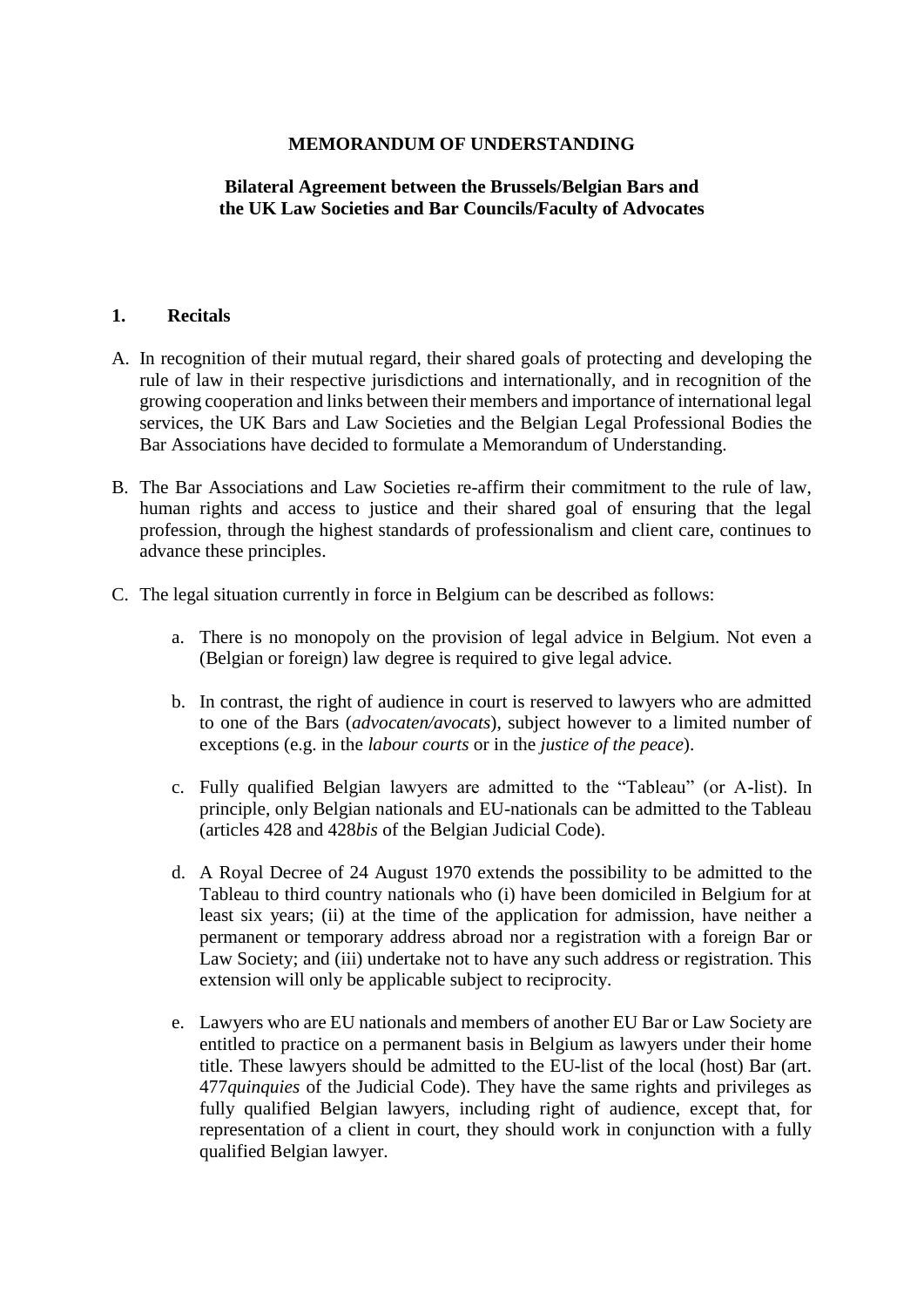**MEMORANDUM OF UNDERSTANDING**

**Bilateral Agreement between the Brussels/Belgian Bars and the UK Law Societies and Bar Councils/Faculty of Advocates**

## 1. Recitals

A. In recognition of their mutual regard, their shared goals of protecting and developing the rule of law in their respective jurisdictions and internationally, and in recognition of the growing cooperation and links between their members and importance of international legal services, the UK Bars and Law Societies and the Belgian Legal Professional Bodies the Bar Associations have decided to formulate a Memorandum of Understanding.

B. The Bar Associations and Law Societies re-affirm their commitment to the rule of law, human rights and access to justice and their shared goal of ensuring that the legal profession, through the highest standards of professionalism and client care, continues to advance these principles.

C. The legal situation currently in force in Belgium can be described as follows:

   a. There is no monopoly on the provision of legal advice in Belgium. Not even a (Belgian or foreign) law degree is required to give legal advice.

   b. In contrast, the right of audience in court is reserved to lawyers who are admitted to one of the Bars (*advocaten/avocats*), subject however to a limited number of exceptions (e.g. in the *labour courts* or in the *justice of the peace*).

   c. Fully qualified Belgian lawyers are admitted to the "Tableau" (or A-list). In principle, only Belgian nationals and EU-nationals can be admitted to the Tableau (articles 428 and 428*bis* of the Belgian Judicial Code).

   d. A Royal Decree of 24 August 1970 extends the possibility to be admitted to the Tableau to third country nationals who (i) have been domiciled in Belgium for at least six years; (ii) at the time of the application for admission, have neither a permanent or temporary address abroad nor a registration with a foreign Bar or Law Society; and (iii) undertake not to have any such address or registration. This extension will only be applicable subject to reciprocity.

   e. Lawyers who are EU nationals and members of another EU Bar or Law Society are entitled to practice on a permanent basis in Belgium as lawyers under their home title. These lawyers should be admitted to the EU-list of the local (host) Bar (art. 477*quinquies* of the Judicial Code). They have the same rights and privileges as fully qualified Belgian lawyers, including right of audience, except that, for representation of a client in court, they should work in conjunction with a fully qualified Belgian lawyer.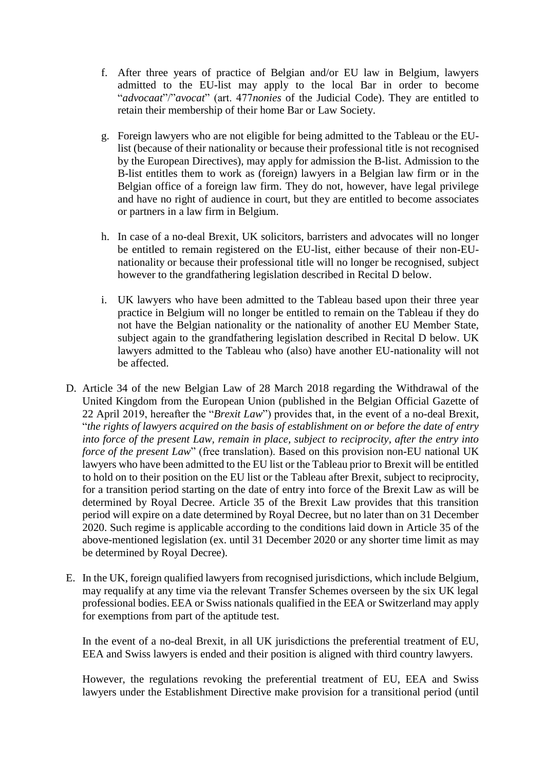f. After three years of practice of Belgian and/or EU law in Belgium, lawyers admitted to the EU-list may apply to the local Bar in order to become "*advocaat*"/"*avocat*" (art. 477*nonies* of the Judicial Code). They are entitled to retain their membership of their home Bar or Law Society.

g. Foreign lawyers who are not eligible for being admitted to the Tableau or the EU-list (because of their nationality or because their professional title is not recognised by the European Directives), may apply for admission the B-list. Admission to the B-list entitles them to work as (foreign) lawyers in a Belgian law firm or in the Belgian office of a foreign law firm. They do not, however, have legal privilege and have no right of audience in court, but they are entitled to become associates or partners in a law firm in Belgium.

h. In case of a no-deal Brexit, UK solicitors, barristers and advocates will no longer be entitled to remain registered on the EU-list, either because of their non-EU-nationality or because their professional title will no longer be recognised, subject however to the grandfathering legislation described in Recital D below.

i. UK lawyers who have been admitted to the Tableau based upon their three year practice in Belgium will no longer be entitled to remain on the Tableau if they do not have the Belgian nationality or the nationality of another EU Member State, subject again to the grandfathering legislation described in Recital D below. UK lawyers admitted to the Tableau who (also) have another EU-nationality will not be affected.

D. Article 34 of the new Belgian Law of 28 March 2018 regarding the Withdrawal of the United Kingdom from the European Union (published in the Belgian Official Gazette of 22 April 2019, hereafter the "*Brexit Law*") provides that, in the event of a no-deal Brexit, "*the rights of lawyers acquired on the basis of establishment on or before the date of entry into force of the present Law, remain in place, subject to reciprocity, after the entry into force of the present Law*" (free translation). Based on this provision non-EU national UK lawyers who have been admitted to the EU list or the Tableau prior to Brexit will be entitled to hold on to their position on the EU list or the Tableau after Brexit, subject to reciprocity, for a transition period starting on the date of entry into force of the Brexit Law as will be determined by Royal Decree. Article 35 of the Brexit Law provides that this transition period will expire on a date determined by Royal Decree, but no later than on 31 December 2020. Such regime is applicable according to the conditions laid down in Article 35 of the above-mentioned legislation (ex. until 31 December 2020 or any shorter time limit as may be determined by Royal Decree).

E. In the UK, foreign qualified lawyers from recognised jurisdictions, which include Belgium, may requalify at any time via the relevant Transfer Schemes overseen by the six UK legal professional bodies. EEA or Swiss nationals qualified in the EEA or Switzerland may apply for exemptions from part of the aptitude test.

In the event of a no-deal Brexit, in all UK jurisdictions the preferential treatment of EU, EEA and Swiss lawyers is ended and their position is aligned with third country lawyers.

However, the regulations revoking the preferential treatment of EU, EEA and Swiss lawyers under the Establishment Directive make provision for a transitional period (until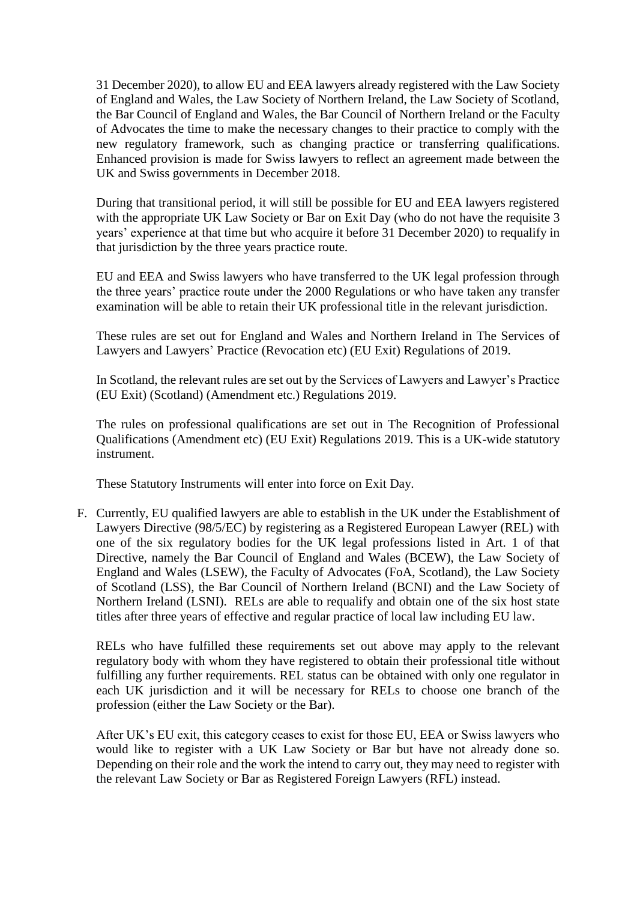31 December 2020), to allow EU and EEA lawyers already registered with the Law Society of England and Wales, the Law Society of Northern Ireland, the Law Society of Scotland, the Bar Council of England and Wales, the Bar Council of Northern Ireland or the Faculty of Advocates the time to make the necessary changes to their practice to comply with the new regulatory framework, such as changing practice or transferring qualifications. Enhanced provision is made for Swiss lawyers to reflect an agreement made between the UK and Swiss governments in December 2018.

During that transitional period, it will still be possible for EU and EEA lawyers registered with the appropriate UK Law Society or Bar on Exit Day (who do not have the requisite 3 years' experience at that time but who acquire it before 31 December 2020) to requalify in that jurisdiction by the three years practice route.

EU and EEA and Swiss lawyers who have transferred to the UK legal profession through the three years' practice route under the 2000 Regulations or who have taken any transfer examination will be able to retain their UK professional title in the relevant jurisdiction.

These rules are set out for England and Wales and Northern Ireland in The Services of Lawyers and Lawyers' Practice (Revocation etc) (EU Exit) Regulations of 2019.

In Scotland, the relevant rules are set out by the Services of Lawyers and Lawyer's Practice (EU Exit) (Scotland) (Amendment etc.) Regulations 2019.

The rules on professional qualifications are set out in The Recognition of Professional Qualifications (Amendment etc) (EU Exit) Regulations 2019. This is a UK-wide statutory instrument.

These Statutory Instruments will enter into force on Exit Day.

F. Currently, EU qualified lawyers are able to establish in the UK under the Establishment of Lawyers Directive (98/5/EC) by registering as a Registered European Lawyer (REL) with one of the six regulatory bodies for the UK legal professions listed in Art. 1 of that Directive, namely the Bar Council of England and Wales (BCEW), the Law Society of England and Wales (LSEW), the Faculty of Advocates (FoA, Scotland), the Law Society of Scotland (LSS), the Bar Council of Northern Ireland (BCNI) and the Law Society of Northern Ireland (LSNI). RELs are able to requalify and obtain one of the six host state titles after three years of effective and regular practice of local law including EU law.

RELs who have fulfilled these requirements set out above may apply to the relevant regulatory body with whom they have registered to obtain their professional title without fulfilling any further requirements. REL status can be obtained with only one regulator in each UK jurisdiction and it will be necessary for RELs to choose one branch of the profession (either the Law Society or the Bar).

After UK's EU exit, this category ceases to exist for those EU, EEA or Swiss lawyers who would like to register with a UK Law Society or Bar but have not already done so. Depending on their role and the work the intend to carry out, they may need to register with the relevant Law Society or Bar as Registered Foreign Lawyers (RFL) instead.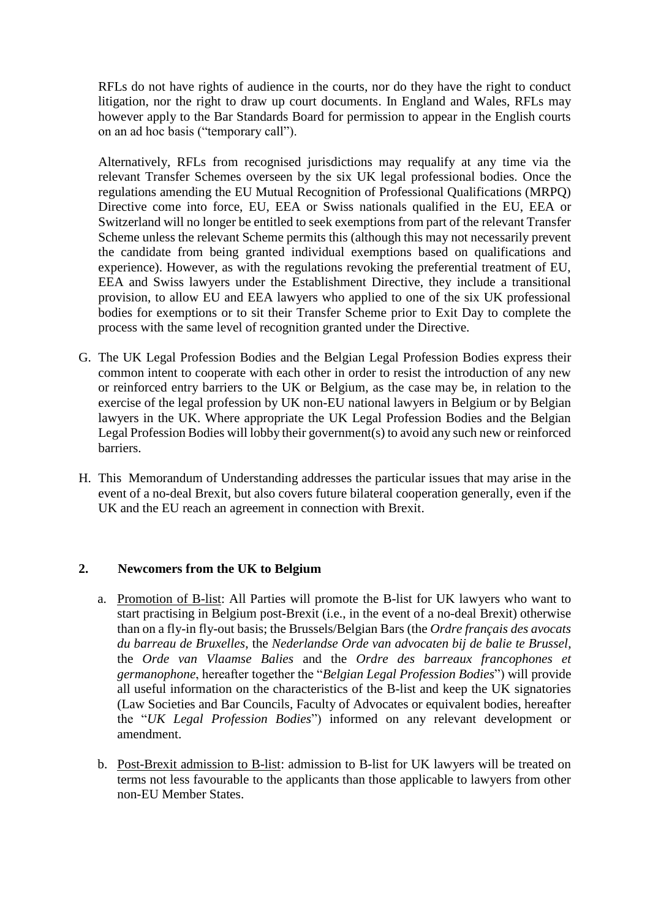RFLs do not have rights of audience in the courts, nor do they have the right to conduct litigation, nor the right to draw up court documents. In England and Wales, RFLs may however apply to the Bar Standards Board for permission to appear in the English courts on an ad hoc basis ("temporary call").

Alternatively, RFLs from recognised jurisdictions may requalify at any time via the relevant Transfer Schemes overseen by the six UK legal professional bodies. Once the regulations amending the EU Mutual Recognition of Professional Qualifications (MRPQ) Directive come into force, EU, EEA or Swiss nationals qualified in the EU, EEA or Switzerland will no longer be entitled to seek exemptions from part of the relevant Transfer Scheme unless the relevant Scheme permits this (although this may not necessarily prevent the candidate from being granted individual exemptions based on qualifications and experience). However, as with the regulations revoking the preferential treatment of EU, EEA and Swiss lawyers under the Establishment Directive, they include a transitional provision, to allow EU and EEA lawyers who applied to one of the six UK professional bodies for exemptions or to sit their Transfer Scheme prior to Exit Day to complete the process with the same level of recognition granted under the Directive.

G. The UK Legal Profession Bodies and the Belgian Legal Profession Bodies express their common intent to cooperate with each other in order to resist the introduction of any new or reinforced entry barriers to the UK or Belgium, as the case may be, in relation to the exercise of the legal profession by UK non-EU national lawyers in Belgium or by Belgian lawyers in the UK. Where appropriate the UK Legal Profession Bodies and the Belgian Legal Profession Bodies will lobby their government(s) to avoid any such new or reinforced barriers.

H. This Memorandum of Understanding addresses the particular issues that may arise in the event of a no-deal Brexit, but also covers future bilateral cooperation generally, even if the UK and the EU reach an agreement in connection with Brexit.

## 2. Newcomers from the UK to Belgium

a. Promotion of B-list: All Parties will promote the B-list for UK lawyers who want to start practising in Belgium post-Brexit (i.e., in the event of a no-deal Brexit) otherwise than on a fly-in fly-out basis; the Brussels/Belgian Bars (the *Ordre français des avocats du barreau de Bruxelles*, the *Nederlandse Orde van advocaten bij de balie te Brussel*, the *Orde van Vlaamse Balies* and the *Ordre des barreaux francophones et germanophone*, hereafter together the "*Belgian Legal Profession Bodies*") will provide all useful information on the characteristics of the B-list and keep the UK signatories (Law Societies and Bar Councils, Faculty of Advocates or equivalent bodies, hereafter the "*UK Legal Profession Bodies*") informed on any relevant development or amendment.

b. Post-Brexit admission to B-list: admission to B-list for UK lawyers will be treated on terms not less favourable to the applicants than those applicable to lawyers from other non-EU Member States.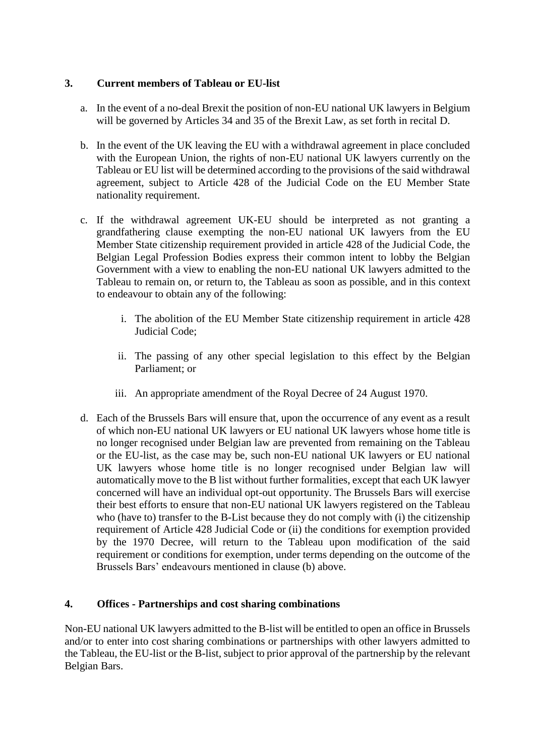## 3. Current members of Tableau or EU-list

a. In the event of a no-deal Brexit the position of non-EU national UK lawyers in Belgium will be governed by Articles 34 and 35 of the Brexit Law, as set forth in recital D.

b. In the event of the UK leaving the EU with a withdrawal agreement in place concluded with the European Union, the rights of non-EU national UK lawyers currently on the Tableau or EU list will be determined according to the provisions of the said withdrawal agreement, subject to Article 428 of the Judicial Code on the EU Member State nationality requirement.

c. If the withdrawal agreement UK-EU should be interpreted as not granting a grandfathering clause exempting the non-EU national UK lawyers from the EU Member State citizenship requirement provided in article 428 of the Judicial Code, the Belgian Legal Profession Bodies express their common intent to lobby the Belgian Government with a view to enabling the non-EU national UK lawyers admitted to the Tableau to remain on, or return to, the Tableau as soon as possible, and in this context to endeavour to obtain any of the following:

   i. The abolition of the EU Member State citizenship requirement in article 428 Judicial Code;

   ii. The passing of any other special legislation to this effect by the Belgian Parliament; or

   iii. An appropriate amendment of the Royal Decree of 24 August 1970.

d. Each of the Brussels Bars will ensure that, upon the occurrence of any event as a result of which non-EU national UK lawyers or EU national UK lawyers whose home title is no longer recognised under Belgian law are prevented from remaining on the Tableau or the EU-list, as the case may be, such non-EU national UK lawyers or EU national UK lawyers whose home title is no longer recognised under Belgian law will automatically move to the B list without further formalities, except that each UK lawyer concerned will have an individual opt-out opportunity. The Brussels Bars will exercise their best efforts to ensure that non-EU national UK lawyers registered on the Tableau who (have to) transfer to the B-List because they do not comply with (i) the citizenship requirement of Article 428 Judicial Code or (ii) the conditions for exemption provided by the 1970 Decree, will return to the Tableau upon modification of the said requirement or conditions for exemption, under terms depending on the outcome of the Brussels Bars' endeavours mentioned in clause (b) above.

## 4. Offices - Partnerships and cost sharing combinations

Non-EU national UK lawyers admitted to the B-list will be entitled to open an office in Brussels and/or to enter into cost sharing combinations or partnerships with other lawyers admitted to the Tableau, the EU-list or the B-list, subject to prior approval of the partnership by the relevant Belgian Bars.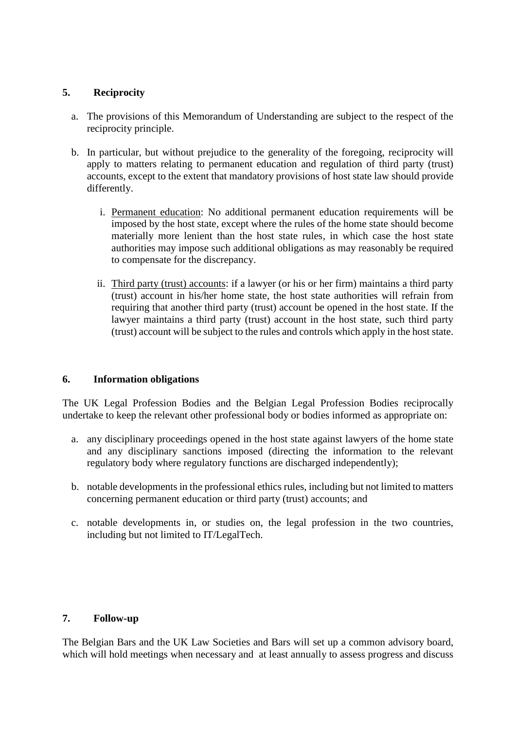## 5. Reciprocity

a. The provisions of this Memorandum of Understanding are subject to the respect of the reciprocity principle.

b. In particular, but without prejudice to the generality of the foregoing, reciprocity will apply to matters relating to permanent education and regulation of third party (trust) accounts, except to the extent that mandatory provisions of host state law should provide differently.

   i. <u>Permanent education</u>: No additional permanent education requirements will be imposed by the host state, except where the rules of the home state should become materially more lenient than the host state rules, in which case the host state authorities may impose such additional obligations as may reasonably be required to compensate for the discrepancy.

   ii. <u>Third party (trust) accounts</u>: if a lawyer (or his or her firm) maintains a third party (trust) account in his/her home state, the host state authorities will refrain from requiring that another third party (trust) account be opened in the host state. If the lawyer maintains a third party (trust) account in the host state, such third party (trust) account will be subject to the rules and controls which apply in the host state.

## 6. Information obligations

The UK Legal Profession Bodies and the Belgian Legal Profession Bodies reciprocally undertake to keep the relevant other professional body or bodies informed as appropriate on:

a. any disciplinary proceedings opened in the host state against lawyers of the home state and any disciplinary sanctions imposed (directing the information to the relevant regulatory body where regulatory functions are discharged independently);

b. notable developments in the professional ethics rules, including but not limited to matters concerning permanent education or third party (trust) accounts; and

c. notable developments in, or studies on, the legal profession in the two countries, including but not limited to IT/LegalTech.

## 7. Follow-up

The Belgian Bars and the UK Law Societies and Bars will set up a common advisory board, which will hold meetings when necessary and at least annually to assess progress and discuss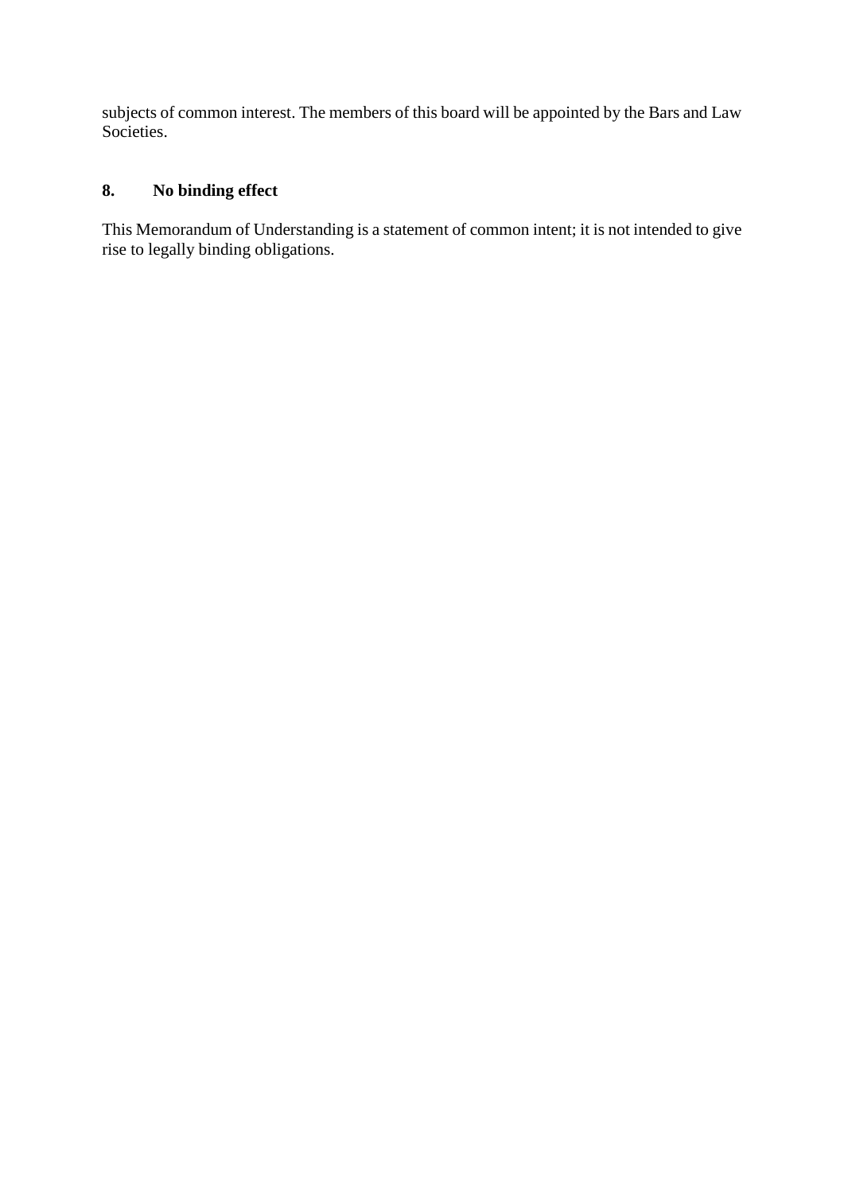subjects of common interest. The members of this board will be appointed by the Bars and Law Societies.

## 8. No binding effect

This Memorandum of Understanding is a statement of common intent; it is not intended to give rise to legally binding obligations.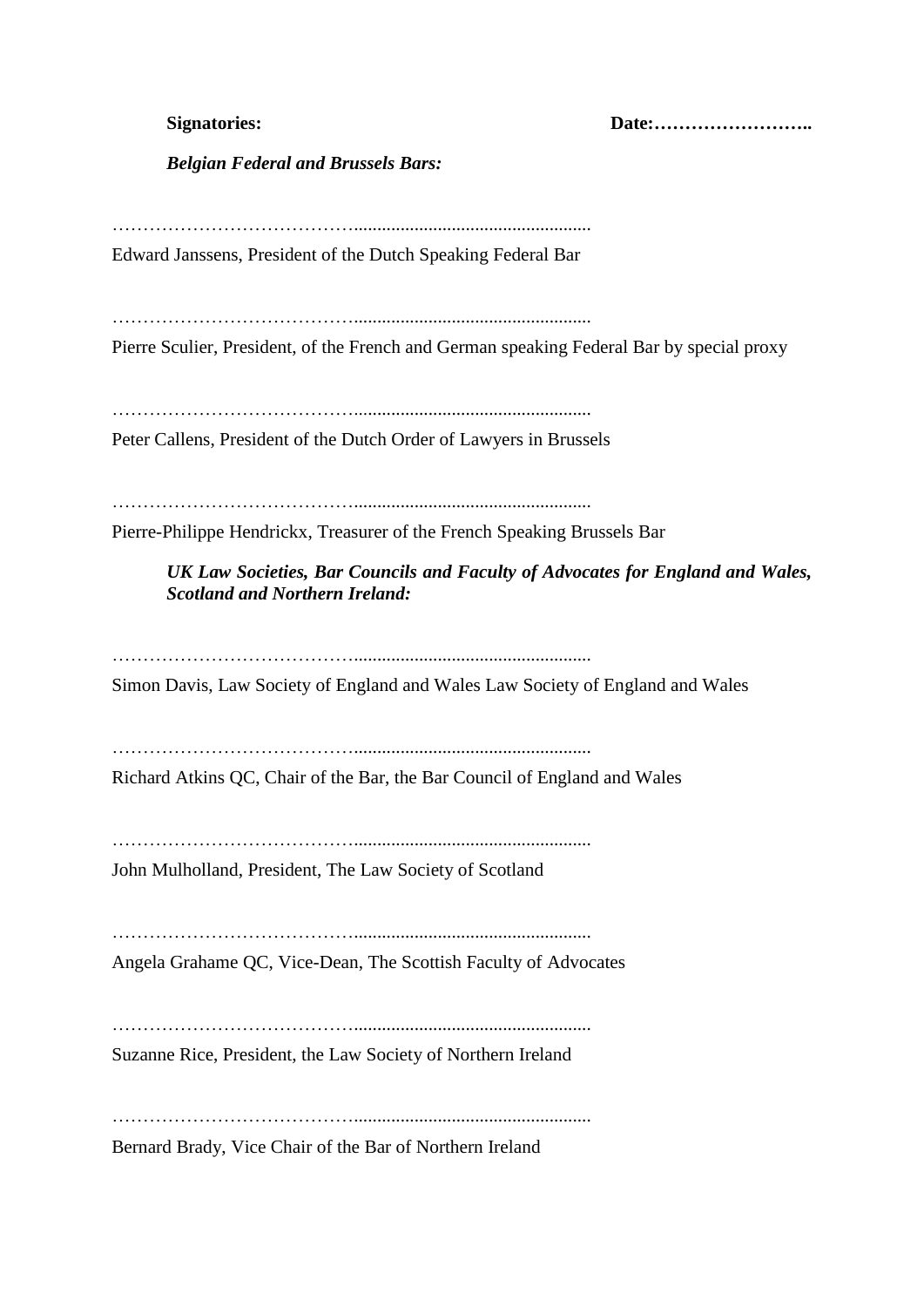**Signatories:** **Date:……………………..**

***Belgian Federal and Brussels Bars:***

…………………………………..................................................

Edward Janssens, President of the Dutch Speaking Federal Bar

…………………………………..................................................

Pierre Sculier, President, of the French and German speaking Federal Bar by special proxy

…………………………………..................................................

Peter Callens, President of the Dutch Order of Lawyers in Brussels

…………………………………..................................................

Pierre-Philippe Hendrickx, Treasurer of the French Speaking Brussels Bar

***UK Law Societies, Bar Councils and Faculty of Advocates for England and Wales, Scotland and Northern Ireland:***

…………………………………..................................................

Simon Davis, Law Society of England and Wales Law Society of England and Wales

…………………………………..................................................

Richard Atkins QC, Chair of the Bar, the Bar Council of England and Wales

…………………………………..................................................

John Mulholland, President, The Law Society of Scotland

…………………………………..................................................

Angela Grahame QC, Vice-Dean, The Scottish Faculty of Advocates

…………………………………..................................................

Suzanne Rice, President, the Law Society of Northern Ireland

…………………………………..................................................

Bernard Brady, Vice Chair of the Bar of Northern Ireland